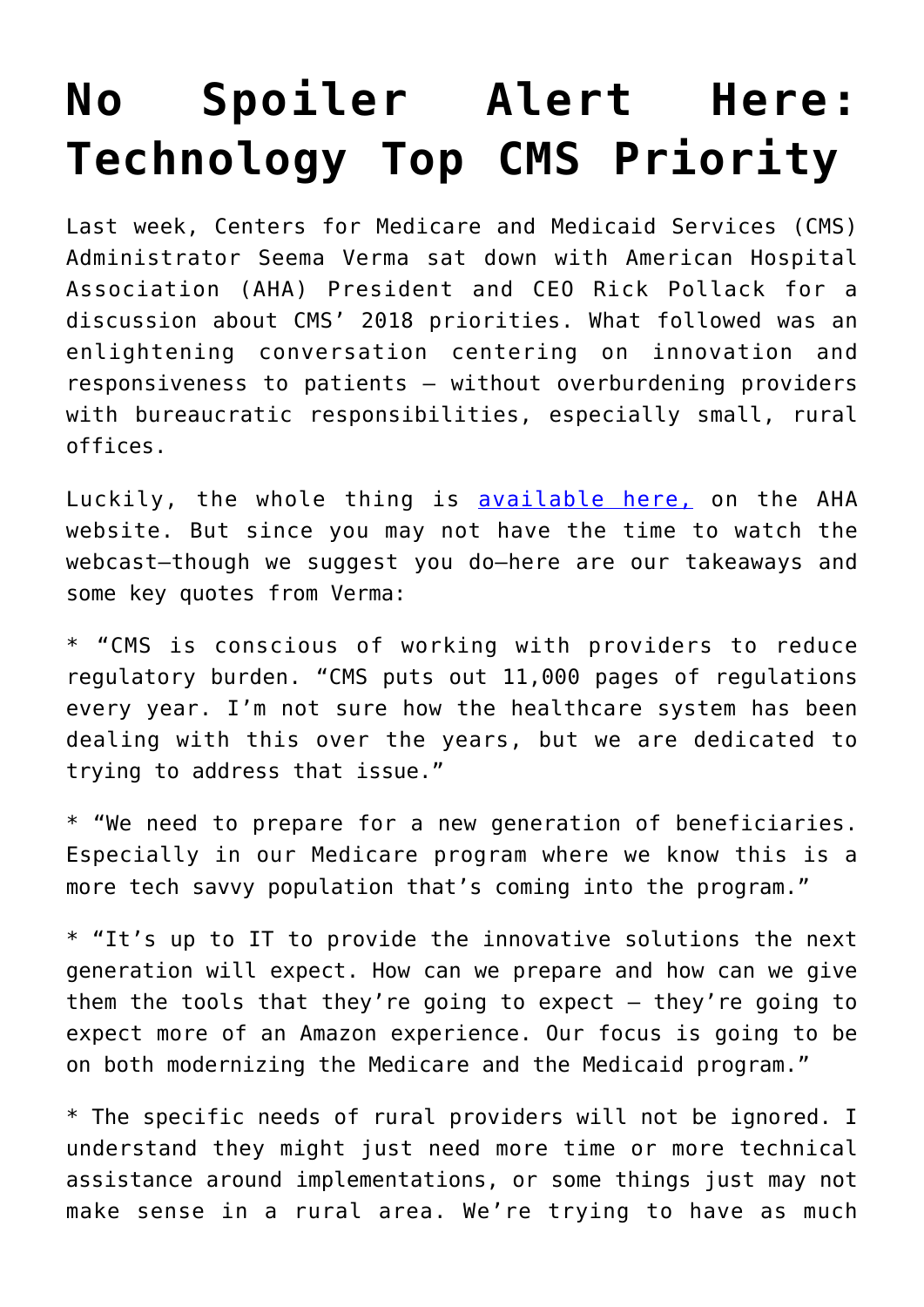# No Spoiler Alert Here: Technology Top CMS Priority

Last week, Centers for Medicare and Medicaid Services (CMS) Administrator Seema Verma sat down with American Hospital Association (AHA) President and CEO Rick Pollack for a discussion about CMS' 2018 priorities. What followed was an enlightening conversation centering on innovation and responsiveness to patients – without overburdening providers with bureaucratic responsibilities, especially small, rural offices.

Luckily, the whole thing is [available here,](#) on the AHA website. But since you may not have the time to watch the webcast—though we suggest you do—here are our takeaways and some key quotes from Verma:

* "CMS is conscious of working with providers to reduce regulatory burden. "CMS puts out 11,000 pages of regulations every year. I'm not sure how the healthcare system has been dealing with this over the years, but we are dedicated to trying to address that issue."

* "We need to prepare for a new generation of beneficiaries. Especially in our Medicare program where we know this is a more tech savvy population that's coming into the program."

* "It's up to IT to provide the innovative solutions the next generation will expect. How can we prepare and how can we give them the tools that they're going to expect – they're going to expect more of an Amazon experience. Our focus is going to be on both modernizing the Medicare and the Medicaid program."

* The specific needs of rural providers will not be ignored. I understand they might just need more time or more technical assistance around implementations, or some things just may not make sense in a rural area. We're trying to have as much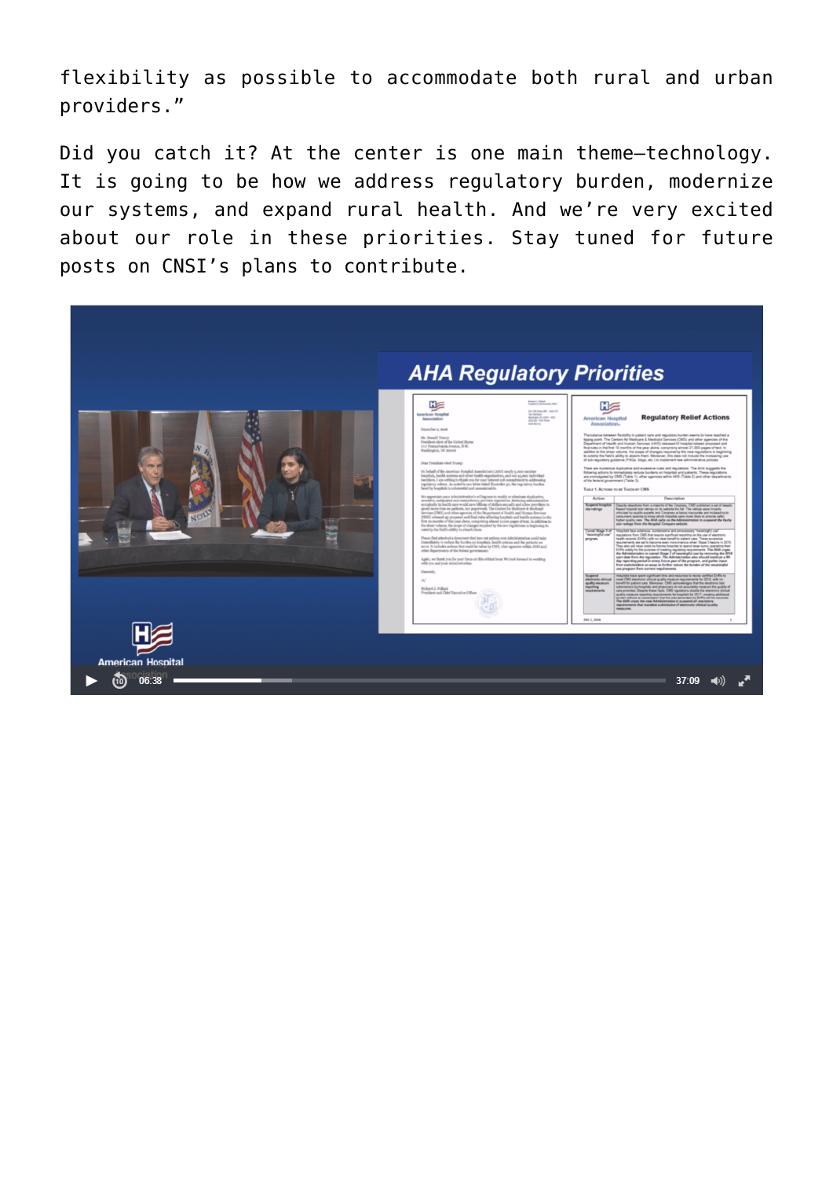flexibility as possible to accommodate both rural and urban providers."

Did you catch it? At the center is one main theme—technology. It is going to be how we address regulatory burden, modernize our systems, and expand rural health. And we're very excited about our role in these priorities. Stay tuned for future posts on CNSI's plans to contribute.